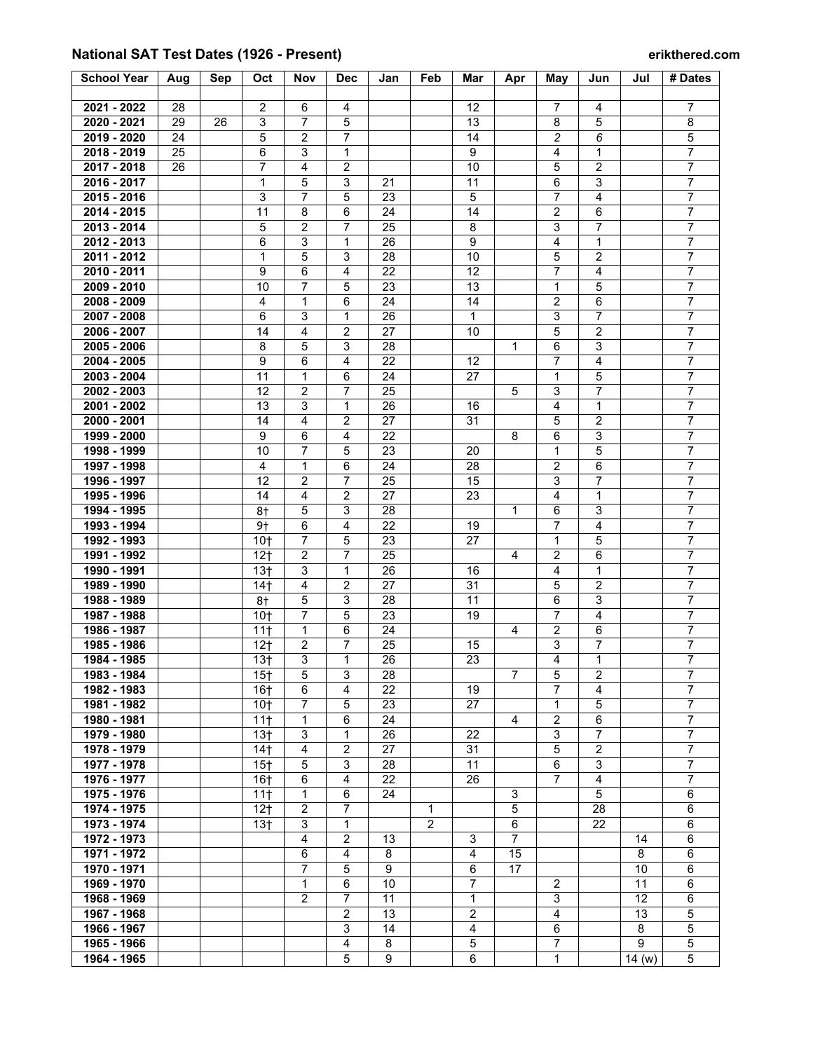## National SAT Test Dates (1926 - Present)

erikthered.com

| School Year | Aug | Sep | Oct | Nov | Dec | Jan | Feb | Mar | Apr | May | Jun | Jul | # Dates |
|---|---|---|---|---|---|---|---|---|---|---|---|---|---|
| | | | | | | | | | | | | | |
| 2021 - 2022 | 28 | | 2 | 6 | 4 | | | 12 | | 7 | 4 | | 7 |
| 2020 - 2021 | 29 | 26 | 3 | 7 | 5 | | | 13 | | 8 | 5 | | 8 |
| 2019 - 2020 | 24 | | 5 | 2 | 7 | | | 14 | | 2 | *6* | | 5 |
| 2018 - 2019 | 25 | | 6 | 3 | 1 | | | 9 | | 4 | 1 | | 7 |
| 2017 - 2018 | 26 | | 7 | 4 | 2 | | | 10 | | 5 | 2 | | 7 |
| 2016 - 2017 | | | 1 | 5 | 3 | 21 | | 11 | | 6 | 3 | | 7 |
| 2015 - 2016 | | | 3 | 7 | 5 | 23 | | 5 | | 7 | 4 | | 7 |
| 2014 - 2015 | | | 11 | 8 | 6 | 24 | | 14 | | 2 | 6 | | 7 |
| 2013 - 2014 | | | 5 | 2 | 7 | 25 | | 8 | | 3 | 7 | | 7 |
| 2012 - 2013 | | | 6 | 3 | 1 | 26 | | 9 | | 4 | 1 | | 7 |
| 2011 - 2012 | | | 1 | 5 | 3 | 28 | | 10 | | 5 | 2 | | 7 |
| 2010 - 2011 | | | 9 | 6 | 4 | 22 | | 12 | | 7 | 4 | | 7 |
| 2009 - 2010 | | | 10 | 7 | 5 | 23 | | 13 | | 1 | 5 | | 7 |
| 2008 - 2009 | | | 4 | 1 | 6 | 24 | | 14 | | 2 | 6 | | 7 |
| 2007 - 2008 | | | 6 | 3 | 1 | 26 | | 1 | | 3 | 7 | | 7 |
| 2006 - 2007 | | | 14 | 4 | 2 | 27 | | 10 | | 5 | 2 | | 7 |
| 2005 - 2006 | | | 8 | 5 | 3 | 28 | | | 1 | 6 | 3 | | 7 |
| 2004 - 2005 | | | 9 | 6 | 4 | 22 | | 12 | | 7 | 4 | | 7 |
| 2003 - 2004 | | | 11 | 1 | 6 | 24 | | 27 | | 1 | 5 | | 7 |
| 2002 - 2003 | | | 12 | 2 | 7 | 25 | | | 5 | 3 | 7 | | 7 |
| 2001 - 2002 | | | 13 | 3 | 1 | 26 | | 16 | | 4 | 1 | | 7 |
| 2000 - 2001 | | | 14 | 4 | 2 | 27 | | 31 | | 5 | 2 | | 7 |
| 1999 - 2000 | | | 9 | 6 | 4 | 22 | | | 8 | 6 | 3 | | 7 |
| 1998 - 1999 | | | 10 | 7 | 5 | 23 | | 20 | | 1 | 5 | | 7 |
| 1997 - 1998 | | | 4 | 1 | 6 | 24 | | 28 | | 2 | 6 | | 7 |
| 1996 - 1997 | | | 12 | 2 | 7 | 25 | | 15 | | 3 | 7 | | 7 |
| 1995 - 1996 | | | 14 | 4 | 2 | 27 | | 23 | | 4 | 1 | | 7 |
| 1994 - 1995 | | | 8† | 5 | 3 | 28 | | | 1 | 6 | 3 | | 7 |
| 1993 - 1994 | | | 9† | 6 | 4 | 22 | | 19 | | 7 | 4 | | 7 |
| 1992 - 1993 | | | 10† | 7 | 5 | 23 | | 27 | | 1 | 5 | | 7 |
| 1991 - 1992 | | | 12† | 2 | 7 | 25 | | | 4 | 2 | 6 | | 7 |
| 1990 - 1991 | | | 13† | 3 | 1 | 26 | | 16 | | 4 | 1 | | 7 |
| 1989 - 1990 | | | 14† | 4 | 2 | 27 | | 31 | | 5 | 2 | | 7 |
| 1988 - 1989 | | | 8† | 5 | 3 | 28 | | 11 | | 6 | 3 | | 7 |
| 1987 - 1988 | | | 10† | 7 | 5 | 23 | | 19 | | 7 | 4 | | 7 |
| 1986 - 1987 | | | 11† | 1 | 6 | 24 | | | 4 | 2 | 6 | | 7 |
| 1985 - 1986 | | | 12† | 2 | 7 | 25 | | 15 | | 3 | 7 | | 7 |
| 1984 - 1985 | | | 13† | 3 | 1 | 26 | | 23 | | 4 | 1 | | 7 |
| 1983 - 1984 | | | 15† | 5 | 3 | 28 | | | 7 | 5 | 2 | | 7 |
| 1982 - 1983 | | | 16† | 6 | 4 | 22 | | 19 | | 7 | 4 | | 7 |
| 1981 - 1982 | | | 10† | 7 | 5 | 23 | | 27 | | 1 | 5 | | 7 |
| 1980 - 1981 | | | 11† | 1 | 6 | 24 | | | 4 | 2 | 6 | | 7 |
| 1979 - 1980 | | | 13† | 3 | 1 | 26 | | 22 | | 3 | 7 | | 7 |
| 1978 - 1979 | | | 14† | 4 | 2 | 27 | | 31 | | 5 | 2 | | 7 |
| 1977 - 1978 | | | 15† | 5 | 3 | 28 | | 11 | | 6 | 3 | | 7 |
| 1976 - 1977 | | | 16† | 6 | 4 | 22 | | 26 | | 7 | 4 | | 7 |
| 1975 - 1976 | | | 11† | 1 | 6 | 24 | | | 3 | | 5 | | 6 |
| 1974 - 1975 | | | 12† | 2 | 7 | | 1 | | 5 | | 28 | | 6 |
| 1973 - 1974 | | | 13† | 3 | 1 | | 2 | | 6 | | 22 | | 6 |
| 1972 - 1973 | | | | 4 | 2 | 13 | | 3 | 7 | | | 14 | 6 |
| 1971 - 1972 | | | | 6 | 4 | 8 | | 4 | 15 | | | 8 | 6 |
| 1970 - 1971 | | | | 7 | 5 | 9 | | 6 | 17 | | | 10 | 6 |
| 1969 - 1970 | | | | 1 | 6 | 10 | | 7 | | 2 | | 11 | 6 |
| 1968 - 1969 | | | | 2 | 7 | 11 | | 1 | | 3 | | 12 | 6 |
| 1967 - 1968 | | | | | 2 | 13 | | 2 | | 4 | | 13 | 5 |
| 1966 - 1967 | | | | | 3 | 14 | | 4 | | 6 | | 8 | 5 |
| 1965 - 1966 | | | | | 4 | 8 | | 5 | | 7 | | 9 | 5 |
| 1964 - 1965 | | | | | 5 | 9 | | 6 | | 1 | | 14 (w) | 5 |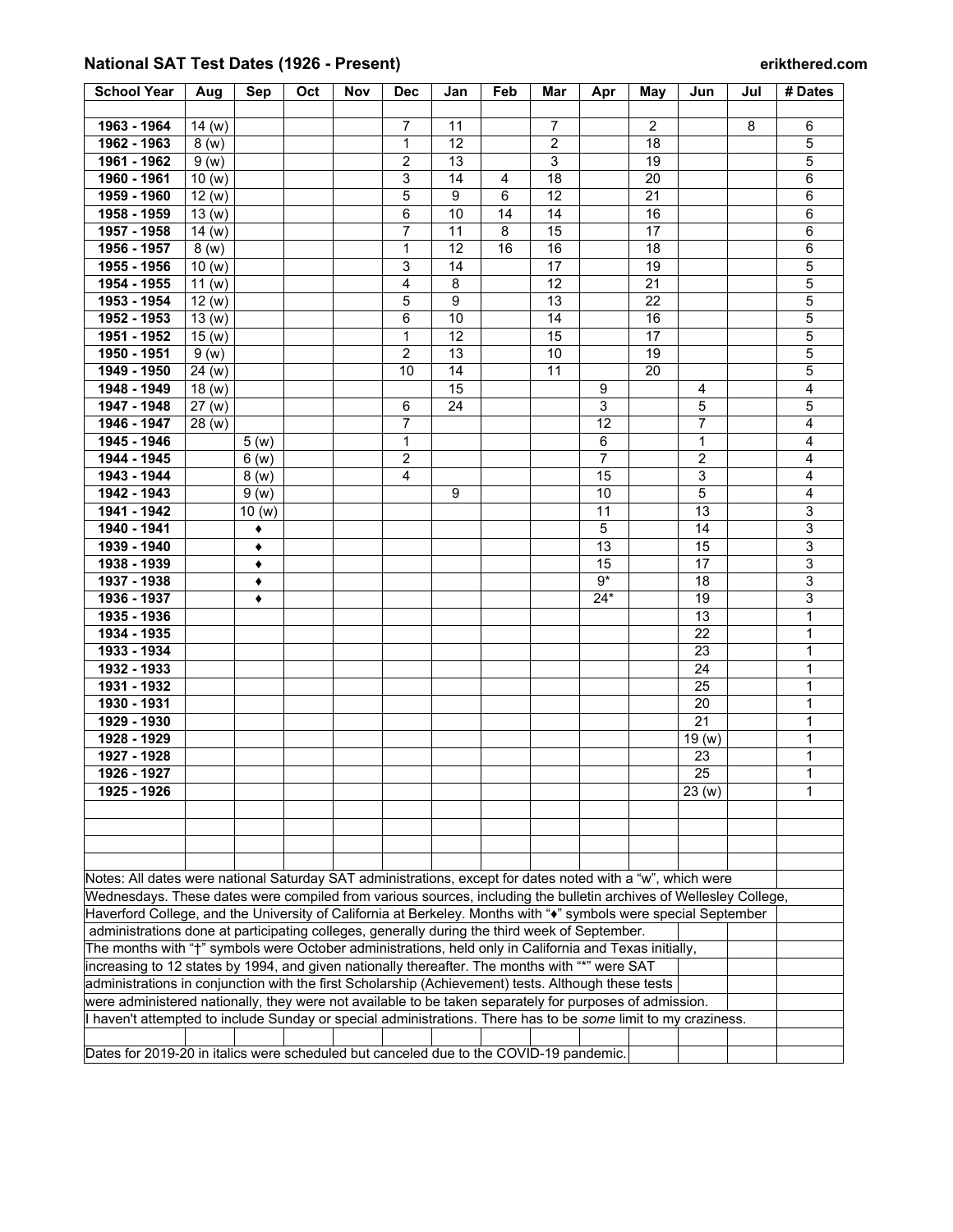## National SAT Test Dates (1926 - Present)

erikthered.com

| School Year | Aug | Sep | Oct | Nov | Dec | Jan | Feb | Mar | Apr | May | Jun | Jul | # Dates |
|---|---|---|---|---|---|---|---|---|---|---|---|---|---|
| | | | | | | | | | | | | | |
| 1963 - 1964 | 14 (w) | | | | 7 | 11 | | 7 | | 2 | | 8 | 6 |
| 1962 - 1963 | 8 (w) | | | | 1 | 12 | | 2 | | 18 | | | 5 |
| 1961 - 1962 | 9 (w) | | | | 2 | 13 | | 3 | | 19 | | | 5 |
| 1960 - 1961 | 10 (w) | | | | 3 | 14 | 4 | 18 | | 20 | | | 6 |
| 1959 - 1960 | 12 (w) | | | | 5 | 9 | 6 | 12 | | 21 | | | 6 |
| 1958 - 1959 | 13 (w) | | | | 6 | 10 | 14 | 14 | | 16 | | | 6 |
| 1957 - 1958 | 14 (w) | | | | 7 | 11 | 8 | 15 | | 17 | | | 6 |
| 1956 - 1957 | 8 (w) | | | | 1 | 12 | 16 | 16 | | 18 | | | 6 |
| 1955 - 1956 | 10 (w) | | | | 3 | 14 | | 17 | | 19 | | | 5 |
| 1954 - 1955 | 11 (w) | | | | 4 | 8 | | 12 | | 21 | | | 5 |
| 1953 - 1954 | 12 (w) | | | | 5 | 9 | | 13 | | 22 | | | 5 |
| 1952 - 1953 | 13 (w) | | | | 6 | 10 | | 14 | | 16 | | | 5 |
| 1951 - 1952 | 15 (w) | | | | 1 | 12 | | 15 | | 17 | | | 5 |
| 1950 - 1951 | 9 (w) | | | | 2 | 13 | | 10 | | 19 | | | 5 |
| 1949 - 1950 | 24 (w) | | | | 10 | 14 | | 11 | | 20 | | | 5 |
| 1948 - 1949 | 18 (w) | | | | | 15 | | | 9 | | 4 | | 4 |
| 1947 - 1948 | 27 (w) | | | | 6 | 24 | | | 3 | | 5 | | 5 |
| 1946 - 1947 | 28 (w) | | | | 7 | | | | 12 | | 7 | | 4 |
| 1945 - 1946 | | 5 (w) | | | 1 | | | | 6 | | 1 | | 4 |
| 1944 - 1945 | | 6 (w) | | | 2 | | | | 7 | | 2 | | 4 |
| 1943 - 1944 | | 8 (w) | | | 4 | | | | 15 | | 3 | | 4 |
| 1942 - 1943 | | 9 (w) | | | | 9 | | | 10 | | 5 | | 4 |
| 1941 - 1942 | | 10 (w) | | | | | | | 11 | | 13 | | 3 |
| 1940 - 1941 | | ♦ | | | | | | | 5 | | 14 | | 3 |
| 1939 - 1940 | | ♦ | | | | | | | 13 | | 15 | | 3 |
| 1938 - 1939 | | ♦ | | | | | | | 15 | | 17 | | 3 |
| 1937 - 1938 | | ♦ | | | | | | | 9* | | 18 | | 3 |
| 1936 - 1937 | | ♦ | | | | | | | 24* | | 19 | | 3 |
| 1935 - 1936 | | | | | | | | | | | 13 | | 1 |
| 1934 - 1935 | | | | | | | | | | | 22 | | 1 |
| 1933 - 1934 | | | | | | | | | | | 23 | | 1 |
| 1932 - 1933 | | | | | | | | | | | 24 | | 1 |
| 1931 - 1932 | | | | | | | | | | | 25 | | 1 |
| 1930 - 1931 | | | | | | | | | | | 20 | | 1 |
| 1929 - 1930 | | | | | | | | | | | 21 | | 1 |
| 1928 - 1929 | | | | | | | | | | | 19 (w) | | 1 |
| 1927 - 1928 | | | | | | | | | | | 23 | | 1 |
| 1926 - 1927 | | | | | | | | | | | 25 | | 1 |
| 1925 - 1926 | | | | | | | | | | | 23 (w) | | 1 |

Notes: All dates were national Saturday SAT administrations, except for dates noted with a "w", which were Wednesdays. These dates were compiled from various sources, including the bulletin archives of Wellesley College, Haverford College, and the University of California at Berkeley. Months with "♦" symbols were special September administrations done at participating colleges, generally during the third week of September.
The months with "†" symbols were October administrations, held only in California and Texas initially, increasing to 12 states by 1994, and given nationally thereafter. The months with "*" were SAT administrations in conjunction with the first Scholarship (Achievement) tests. Although these tests were administered nationally, they were not available to be taken separately for purposes of admission.
I haven't attempted to include Sunday or special administrations. There has to be *some* limit to my craziness.

Dates for 2019-20 in italics were scheduled but canceled due to the COVID-19 pandemic.